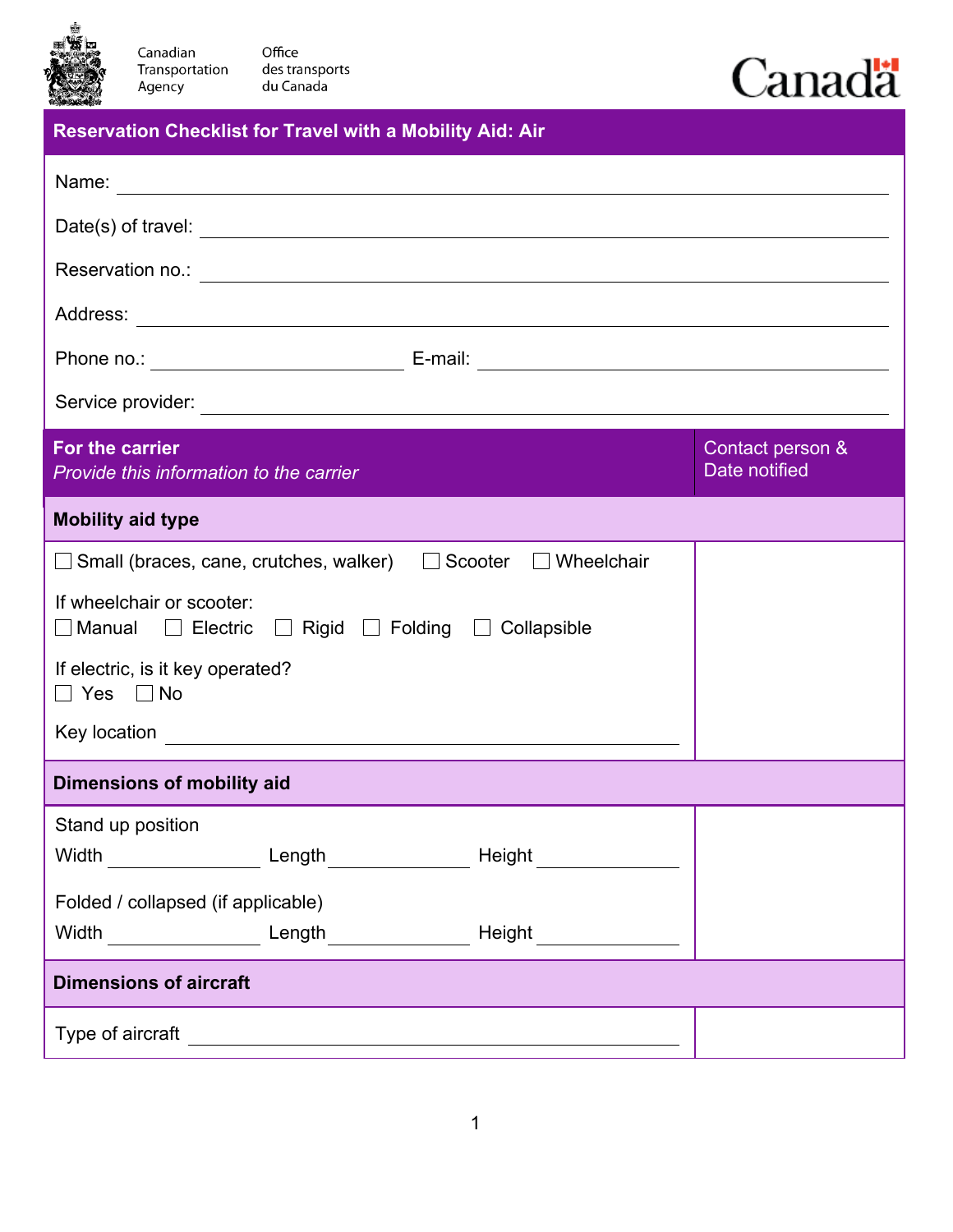Canadian Transportation Agency | Office des transports du Canada

Canada

# Reservation Checklist for Travel with a Mobility Aid: Air

Name: ____________________

Date(s) of travel: ____________________

Reservation no.: ____________________

Address: ____________________

Phone no.: ____________________ E-mail: ____________________

Service provider: ____________________

| **For the carrier**<br>*Provide this information to the carrier* | Contact person & Date notified |
|---|---|
| **Mobility aid type** | |
| ☐ Small (braces, cane, crutches, walker) ☐ Scooter ☐ Wheelchair<br><br>If wheelchair or scooter:<br>☐ Manual ☐ Electric ☐ Rigid ☐ Folding ☐ Collapsible<br><br>If electric, is it key operated?<br>☐ Yes ☐ No<br><br>Key location ____________________ | |
| **Dimensions of mobility aid** | |
| Stand up position<br>Width ________ Length ________ Height ________<br><br>Folded / collapsed (if applicable)<br>Width ________ Length ________ Height ________ | |
| **Dimensions of aircraft** | |
| Type of aircraft ____________________ | |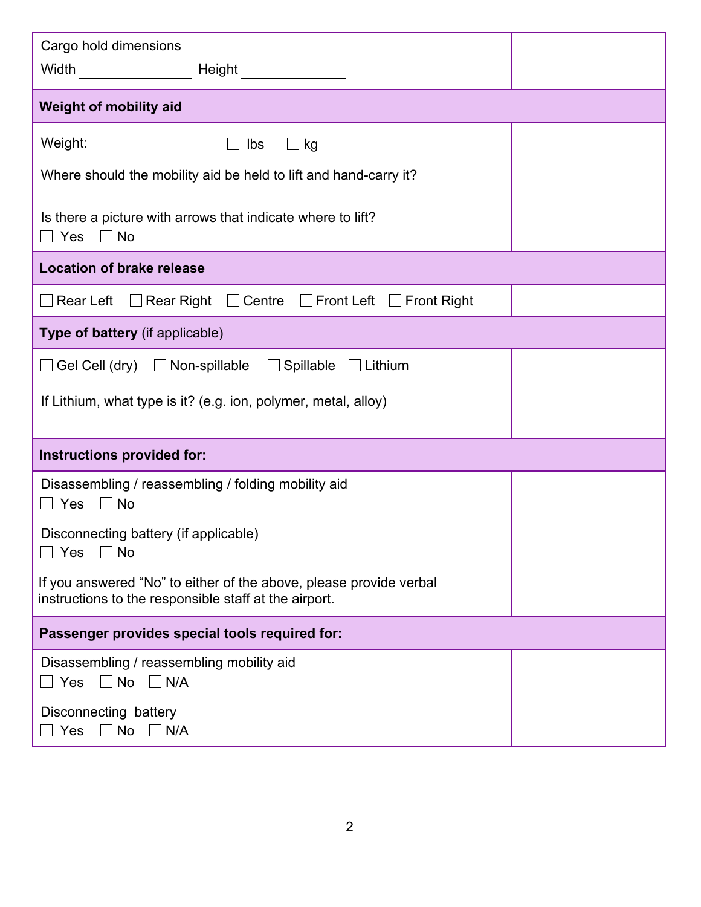| | |
|---|---|
| Cargo hold dimensions<br>Width ______________ Height ______________ | |
| **Weight of mobility aid** | |
| Weight: ______________ ☐ lbs ☐ kg<br><br>Where should the mobility aid be held to lift and hand-carry it?<br>______________________________<br><br>Is there a picture with arrows that indicate where to lift?<br>☐ Yes ☐ No | |
| **Location of brake release** | |
| ☐ Rear Left ☐ Rear Right ☐ Centre ☐ Front Left ☐ Front Right | |
| **Type of battery** (if applicable) | |
| ☐ Gel Cell (dry) ☐ Non-spillable ☐ Spillable ☐ Lithium<br><br>If Lithium, what type is it? (e.g. ion, polymer, metal, alloy)<br>______________________________ | |
| **Instructions provided for:** | |
| Disassembling / reassembling / folding mobility aid<br>☐ Yes ☐ No<br><br>Disconnecting battery (if applicable)<br>☐ Yes ☐ No<br><br>If you answered "No" to either of the above, please provide verbal instructions to the responsible staff at the airport. | |
| **Passenger provides special tools required for:** | |
| Disassembling / reassembling mobility aid<br>☐ Yes ☐ No ☐ N/A<br><br>Disconnecting battery<br>☐ Yes ☐ No ☐ N/A | |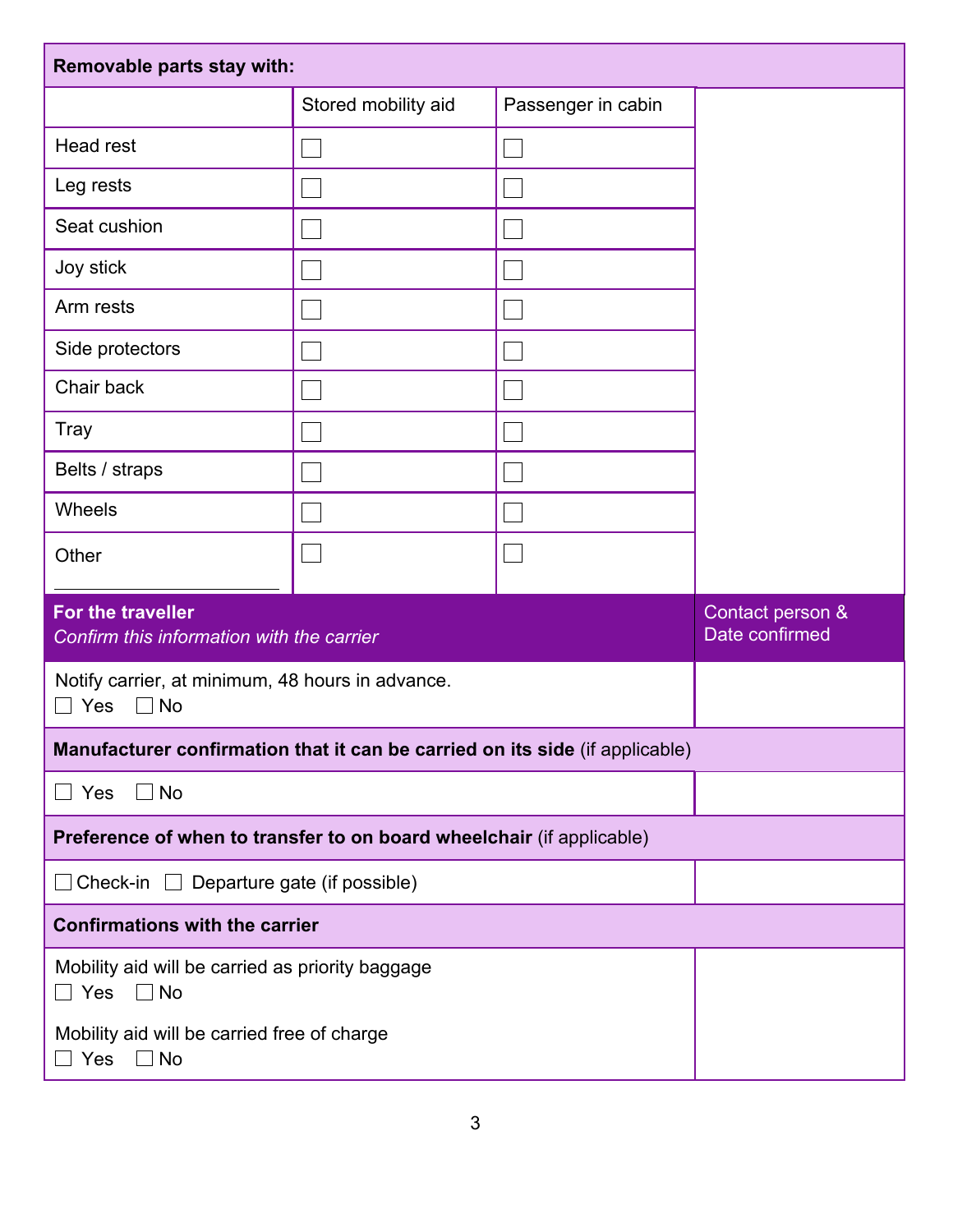| Removable parts stay with: | | | |
|---|---|---|---|
| | Stored mobility aid | Passenger in cabin | |
| Head rest | ☐ | ☐ | |
| Leg rests | ☐ | ☐ | |
| Seat cushion | ☐ | ☐ | |
| Joy stick | ☐ | ☐ | |
| Arm rests | ☐ | ☐ | |
| Side protectors | ☐ | ☐ | |
| Chair back | ☐ | ☐ | |
| Tray | ☐ | ☐ | |
| Belts / straps | ☐ | ☐ | |
| Wheels | ☐ | ☐ | |
| Other ____________ | ☐ | ☐ | |

| **For the traveller** *Confirm this information with the carrier* | Contact person & Date confirmed |
|---|---|
| Notify carrier, at minimum, 48 hours in advance. ☐ Yes ☐ No | |
| **Manufacturer confirmation that it can be carried on its side** (if applicable) | |
| ☐ Yes ☐ No | |
| **Preference of when to transfer to on board wheelchair** (if applicable) | |
| ☐ Check-in ☐ Departure gate (if possible) | |
| **Confirmations with the carrier** | |
| Mobility aid will be carried as priority baggage ☐ Yes ☐ No<br>Mobility aid will be carried free of charge ☐ Yes ☐ No | |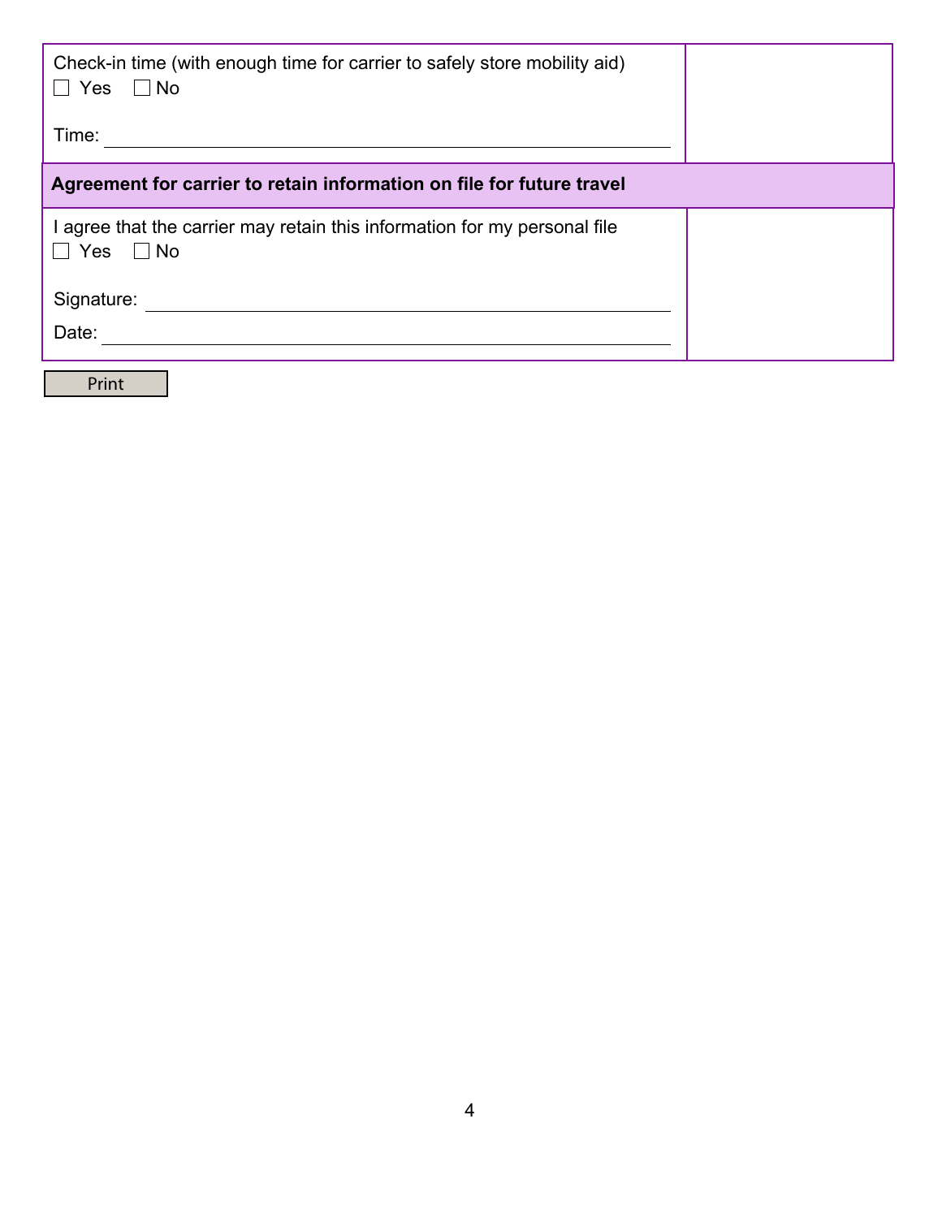| | |
|---|---|
| Check-in time (with enough time for carrier to safely store mobility aid)<br>☐ Yes ☐ No<br><br>Time: ______________________ | |
| **Agreement for carrier to retain information on file for future travel** | |
| I agree that the carrier may retain this information for my personal file<br>☐ Yes ☐ No<br><br>Signature: ______________________<br>Date: ______________________ | |

Print